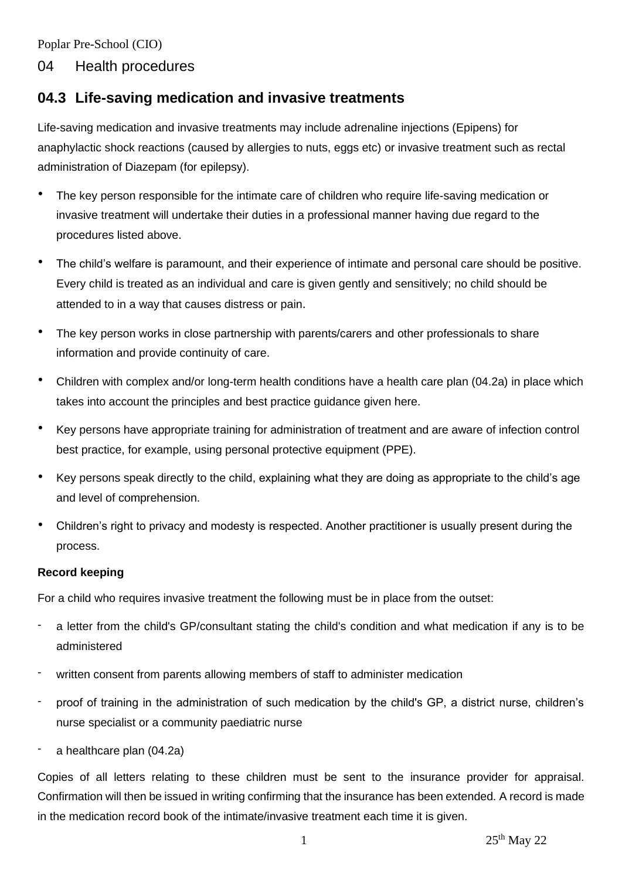Poplar Pre-School (CIO)

# 04 Health procedures

## 04.3 Life-saving medication and invasive treatments

Life-saving medication and invasive treatments may include adrenaline injections (Epipens) for anaphylactic shock reactions (caused by allergies to nuts, eggs etc) or invasive treatment such as rectal administration of Diazepam (for epilepsy).

- The key person responsible for the intimate care of children who require life-saving medication or invasive treatment will undertake their duties in a professional manner having due regard to the procedures listed above.
- The child's welfare is paramount, and their experience of intimate and personal care should be positive. Every child is treated as an individual and care is given gently and sensitively; no child should be attended to in a way that causes distress or pain.
- The key person works in close partnership with parents/carers and other professionals to share information and provide continuity of care.
- Children with complex and/or long-term health conditions have a health care plan (04.2a) in place which takes into account the principles and best practice guidance given here.
- Key persons have appropriate training for administration of treatment and are aware of infection control best practice, for example, using personal protective equipment (PPE).
- Key persons speak directly to the child, explaining what they are doing as appropriate to the child's age and level of comprehension.
- Children's right to privacy and modesty is respected. Another practitioner is usually present during the process.

**Record keeping**

For a child who requires invasive treatment the following must be in place from the outset:

- a letter from the child's GP/consultant stating the child's condition and what medication if any is to be administered
- written consent from parents allowing members of staff to administer medication
- proof of training in the administration of such medication by the child's GP, a district nurse, children's nurse specialist or a community paediatric nurse
- a healthcare plan (04.2a)

Copies of all letters relating to these children must be sent to the insurance provider for appraisal. Confirmation will then be issued in writing confirming that the insurance has been extended. A record is made in the medication record book of the intimate/invasive treatment each time it is given.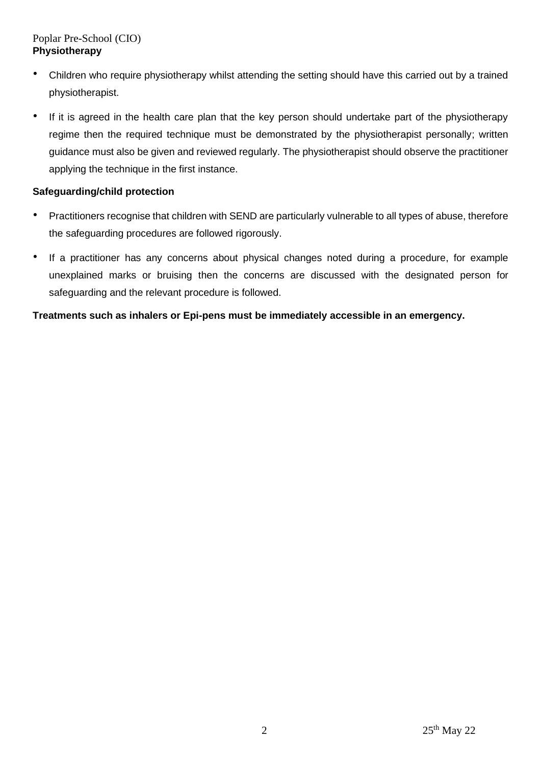**Physiotherapy**

- Children who require physiotherapy whilst attending the setting should have this carried out by a trained physiotherapist.
- If it is agreed in the health care plan that the key person should undertake part of the physiotherapy regime then the required technique must be demonstrated by the physiotherapist personally; written guidance must also be given and reviewed regularly. The physiotherapist should observe the practitioner applying the technique in the first instance.

**Safeguarding/child protection**

- Practitioners recognise that children with SEND are particularly vulnerable to all types of abuse, therefore the safeguarding procedures are followed rigorously.
- If a practitioner has any concerns about physical changes noted during a procedure, for example unexplained marks or bruising then the concerns are discussed with the designated person for safeguarding and the relevant procedure is followed.

**Treatments such as inhalers or Epi-pens must be immediately accessible in an emergency.**